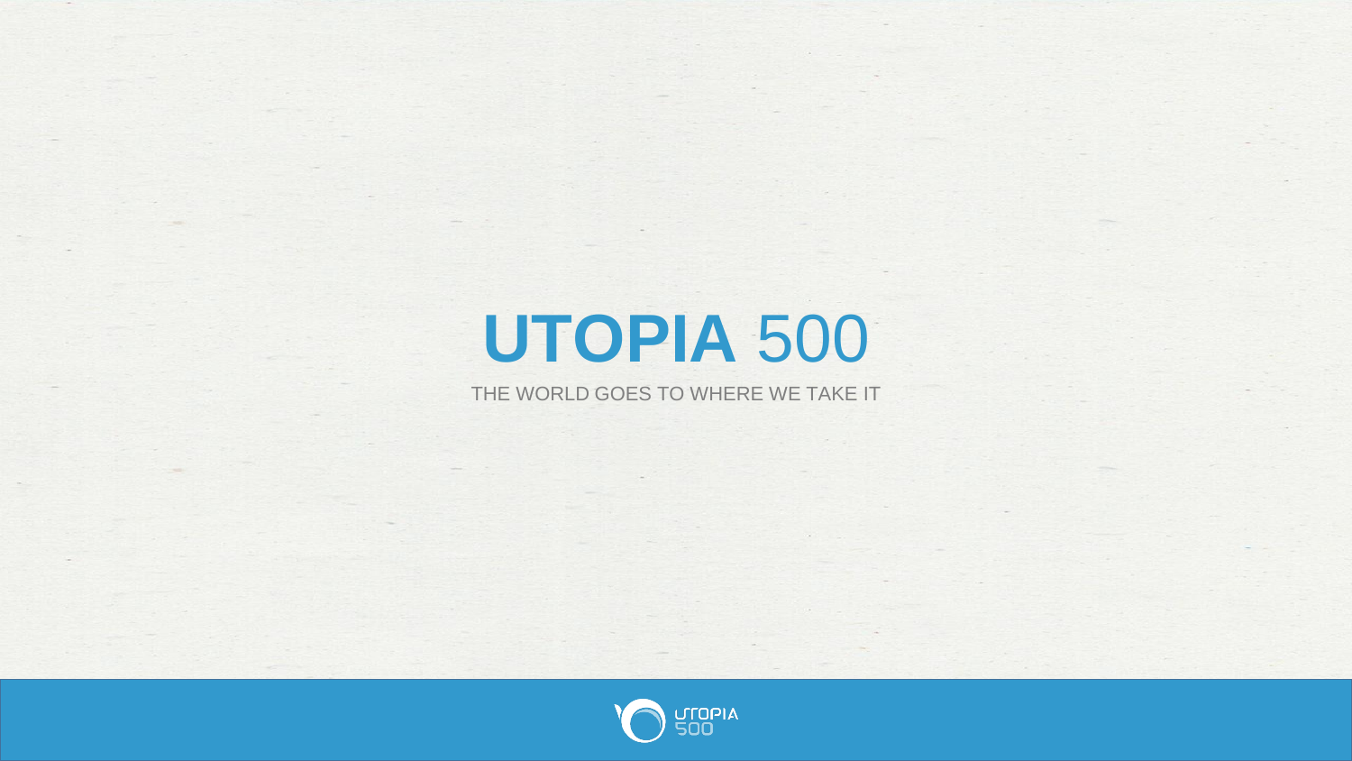# **UTOPIA** 500

THE WORLD GOES TO WHERE WE TAKE IT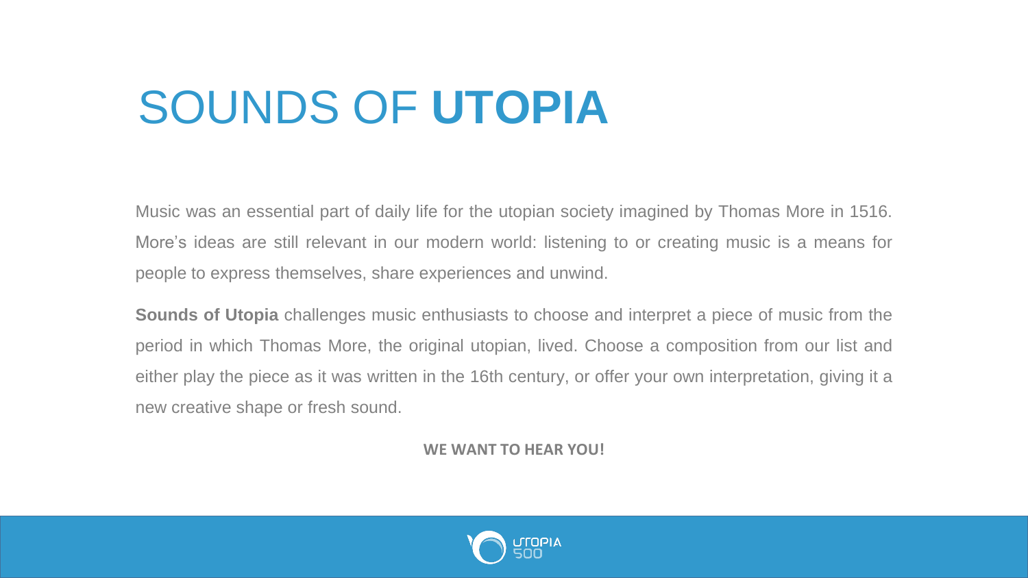# SOUNDS OF **UTOPIA**

Music was an essential part of daily life for the utopian society imagined by Thomas More in 1516. More's ideas are still relevant in our modern world: listening to or creating music is a means for people to express themselves, share experiences and unwind.

**Sounds of Utopia** challenges music enthusiasts to choose and interpret a piece of music from the period in which Thomas More, the original utopian, lived. Choose a composition from our list and either play the piece as it was written in the 16th century, or offer your own interpretation, giving it a new creative shape or fresh sound.

**WE WANT TO HEAR YOU!**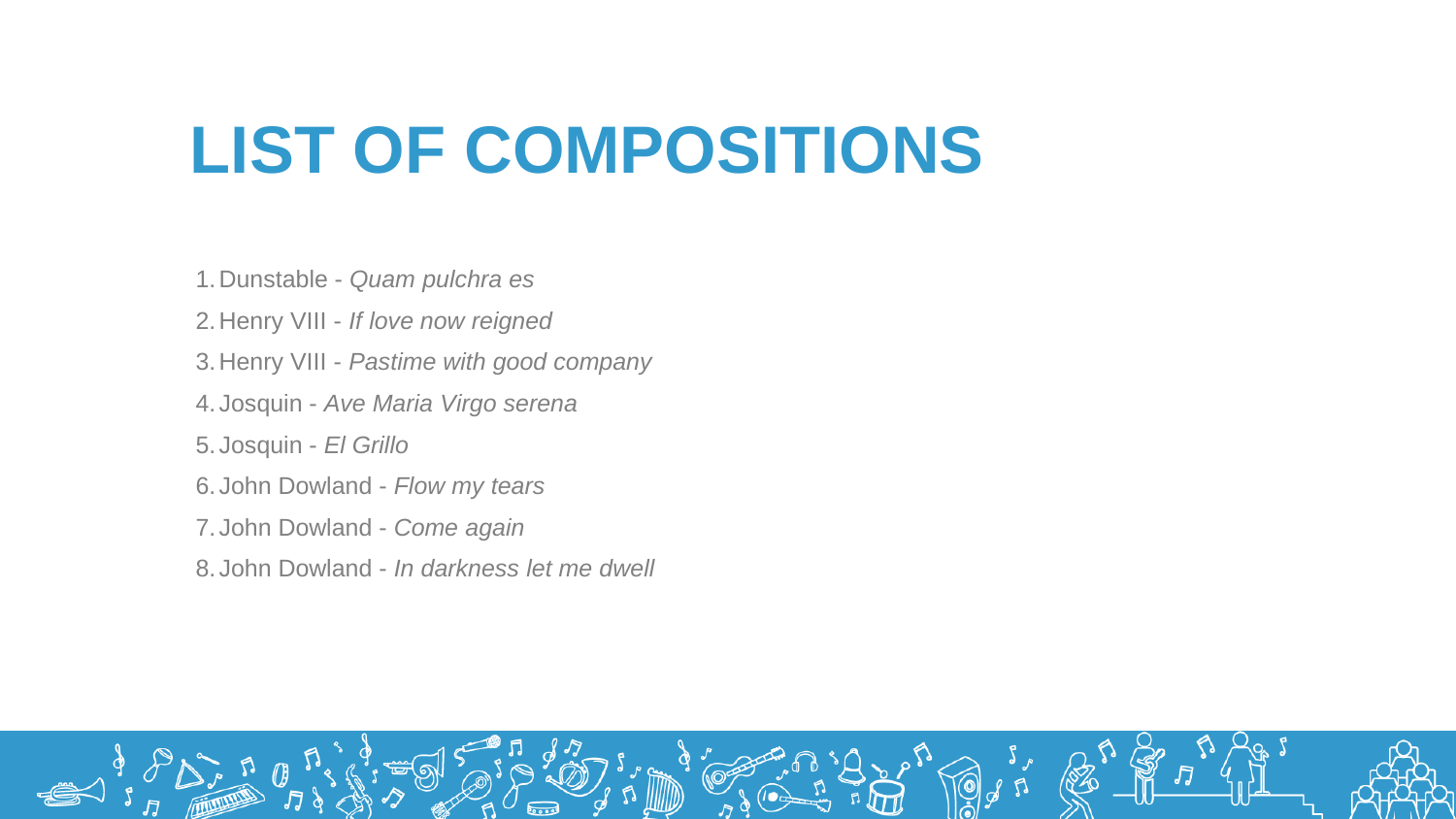# LIST OF COMPOSITIONS

1. Dunstable - *Quam pulchra es*
2. Henry VIII - *If love now reigned*
3. Henry VIII - *Pastime with good company*
4. Josquin - *Ave Maria Virgo serena*
5. Josquin - *El Grillo*
6. John Dowland - *Flow my tears*
7. John Dowland - *Come again*
8. John Dowland - *In darkness let me dwell*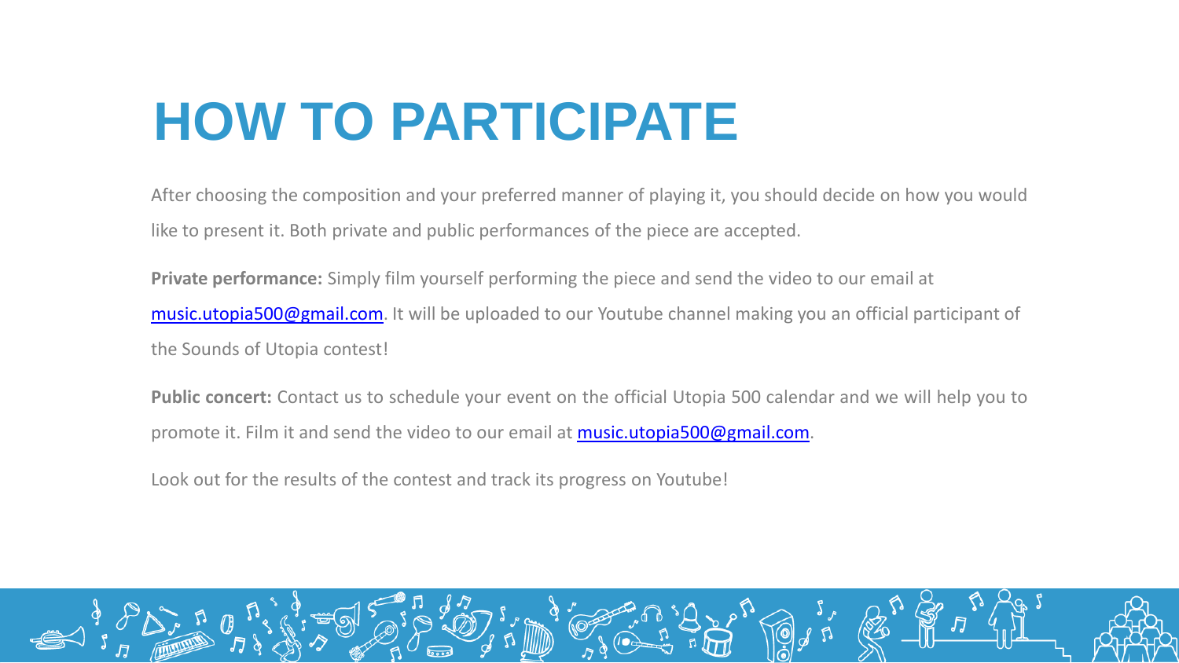# HOW TO PARTICIPATE

After choosing the composition and your preferred manner of playing it, you should decide on how you would like to present it. Both private and public performances of the piece are accepted.

**Private performance:** Simply film yourself performing the piece and send the video to our email at [music.utopia500@gmail.com](mailto:music.utopia500@gmail.com). It will be uploaded to our Youtube channel making you an official participant of the Sounds of Utopia contest!

**Public concert:** Contact us to schedule your event on the official Utopia 500 calendar and we will help you to promote it. Film it and send the video to our email at [music.utopia500@gmail.com](mailto:music.utopia500@gmail.com).

Look out for the results of the contest and track its progress on Youtube!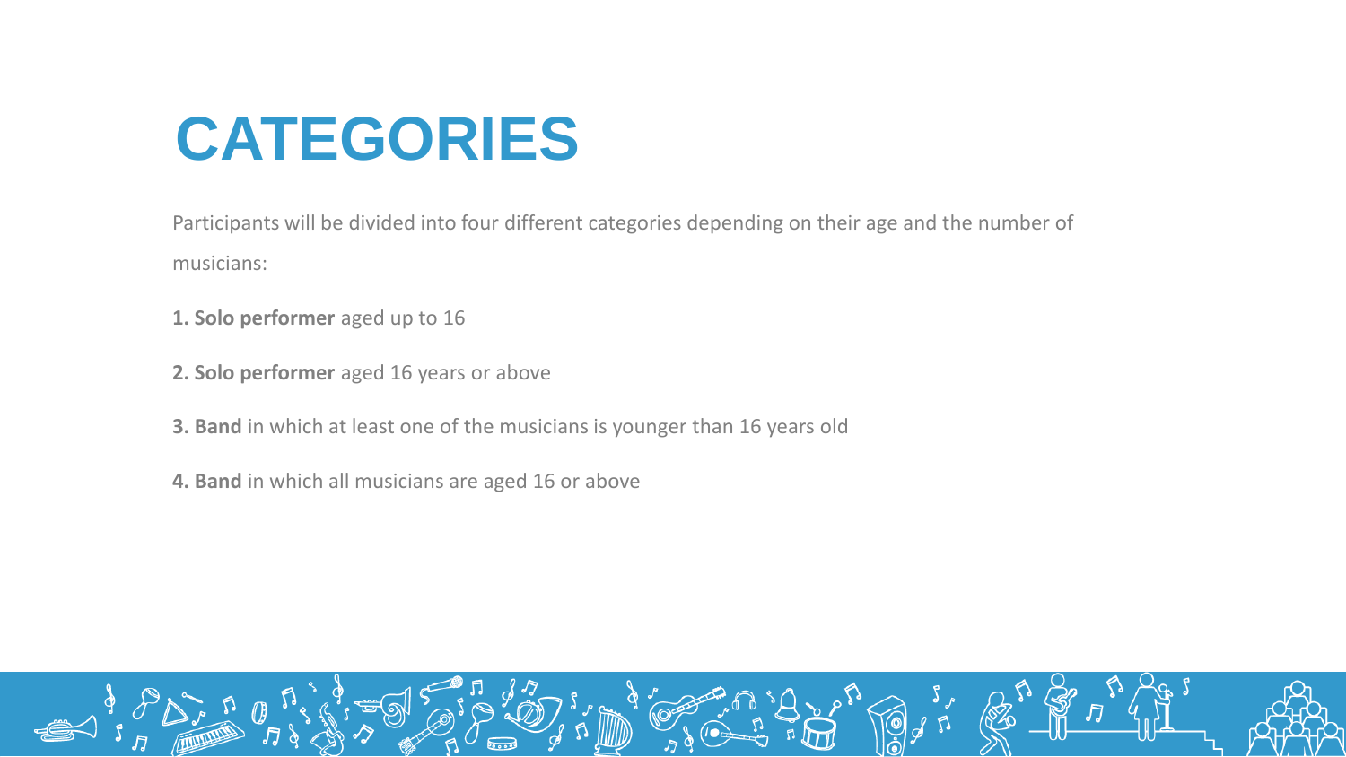# CATEGORIES

Participants will be divided into four different categories depending on their age and the number of musicians:

**1. Solo performer** aged up to 16

**2. Solo performer** aged 16 years or above

**3. Band** in which at least one of the musicians is younger than 16 years old

**4. Band** in which all musicians are aged 16 or above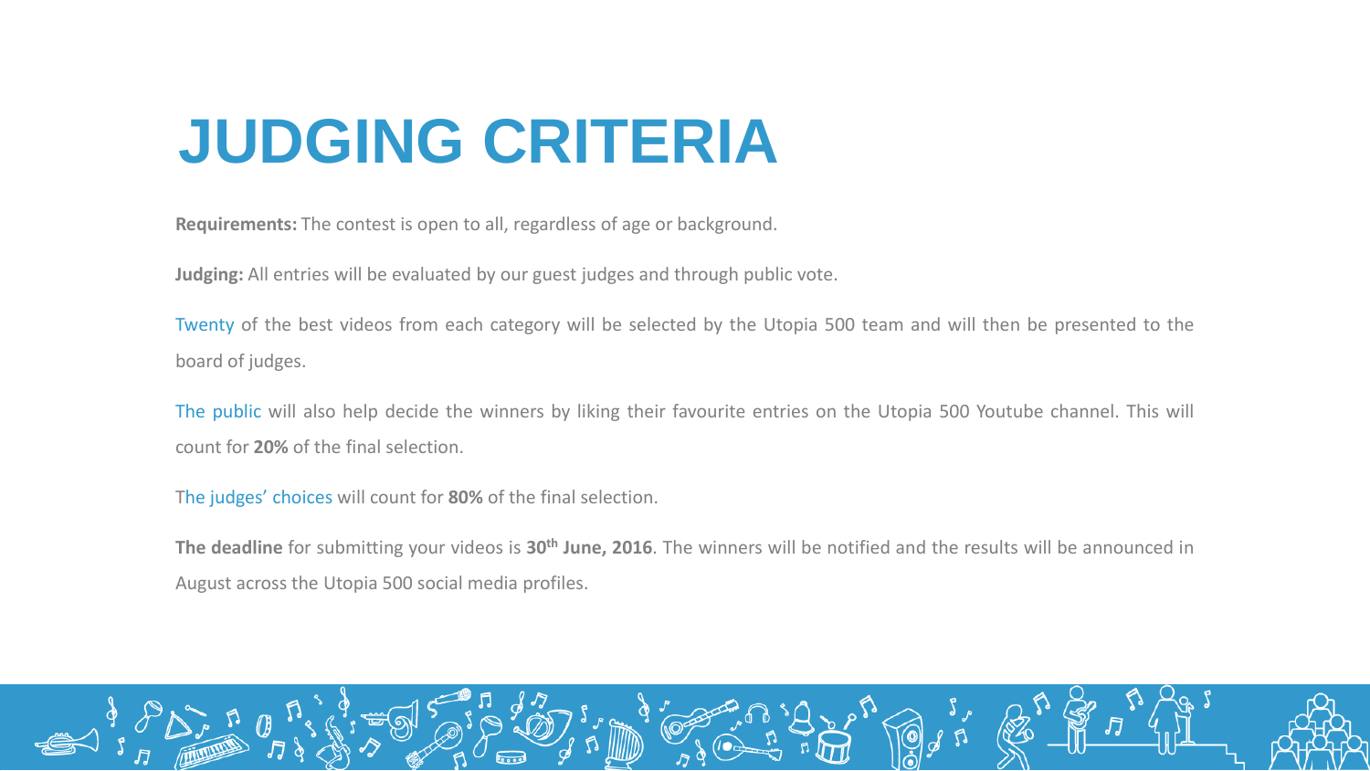# JUDGING CRITERIA

**Requirements:** The contest is open to all, regardless of age or background.

**Judging:** All entries will be evaluated by our guest judges and through public vote.

Twenty of the best videos from each category will be selected by the Utopia 500 team and will then be presented to the board of judges.

The public will also help decide the winners by liking their favourite entries on the Utopia 500 Youtube channel. This will count for **20%** of the final selection.

The judges' choices will count for **80%** of the final selection.

**The deadline** for submitting your videos is **30th June, 2016**. The winners will be notified and the results will be announced in August across the Utopia 500 social media profiles.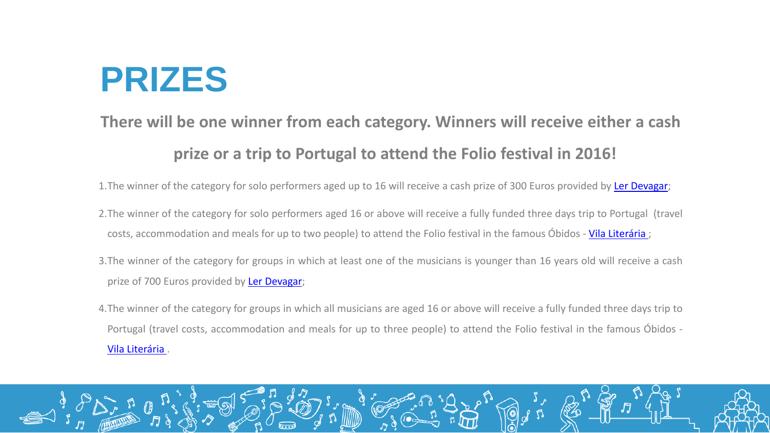# PRIZES

**There will be one winner from each category. Winners will receive either a cash prize or a trip to Portugal to attend the Folio festival in 2016!**

1. The winner of the category for solo performers aged up to 16 will receive a cash prize of 300 Euros provided by Ler Devagar;
2. The winner of the category for solo performers aged 16 or above will receive a fully funded three days trip to Portugal (travel costs, accommodation and meals for up to two people) to attend the Folio festival in the famous Óbidos - Vila Literária ;
3. The winner of the category for groups in which at least one of the musicians is younger than 16 years old will receive a cash prize of 700 Euros provided by Ler Devagar;
4. The winner of the category for groups in which all musicians are aged 16 or above will receive a fully funded three days trip to Portugal (travel costs, accommodation and meals for up to three people) to attend the Folio festival in the famous Óbidos - Vila Literária .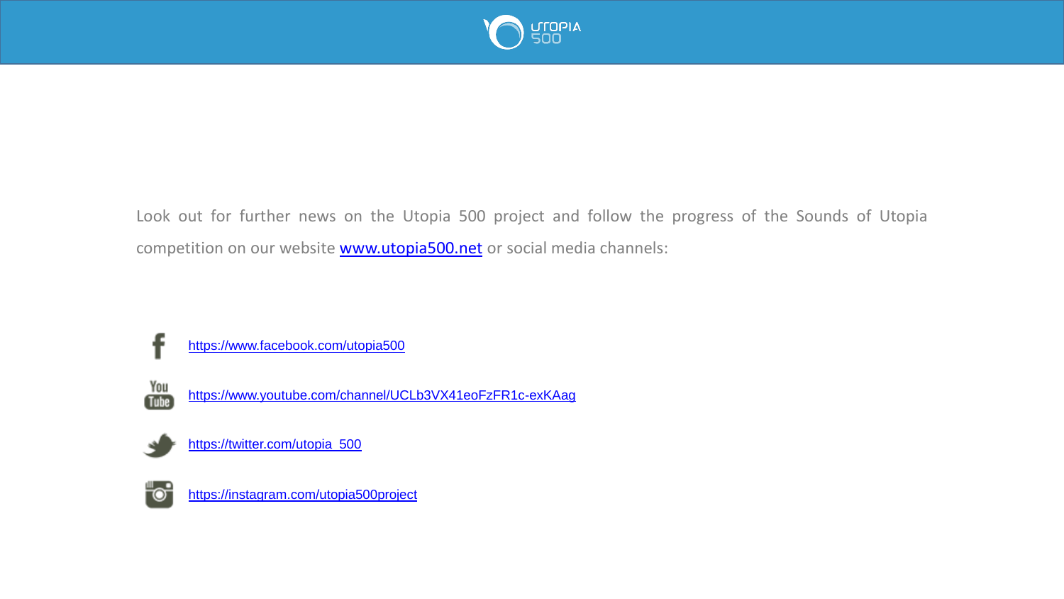Look out for further news on the Utopia 500 project and follow the progress of the Sounds of Utopia competition on our website www.utopia500.net or social media channels:

- https://www.facebook.com/utopia500
- https://www.youtube.com/channel/UCLb3VX41eoFzFR1c-exKAag
- https://twitter.com/utopia_500
- https://instagram.com/utopia500project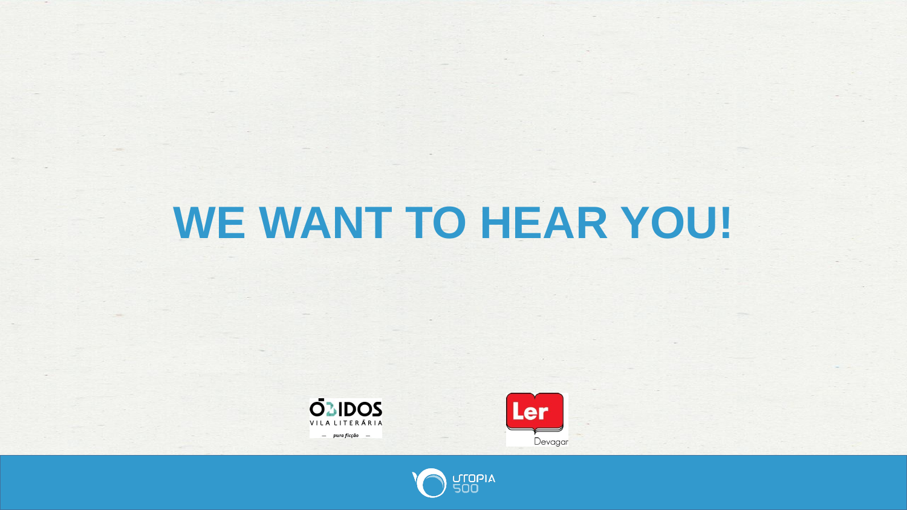# WE WANT TO HEAR YOU!